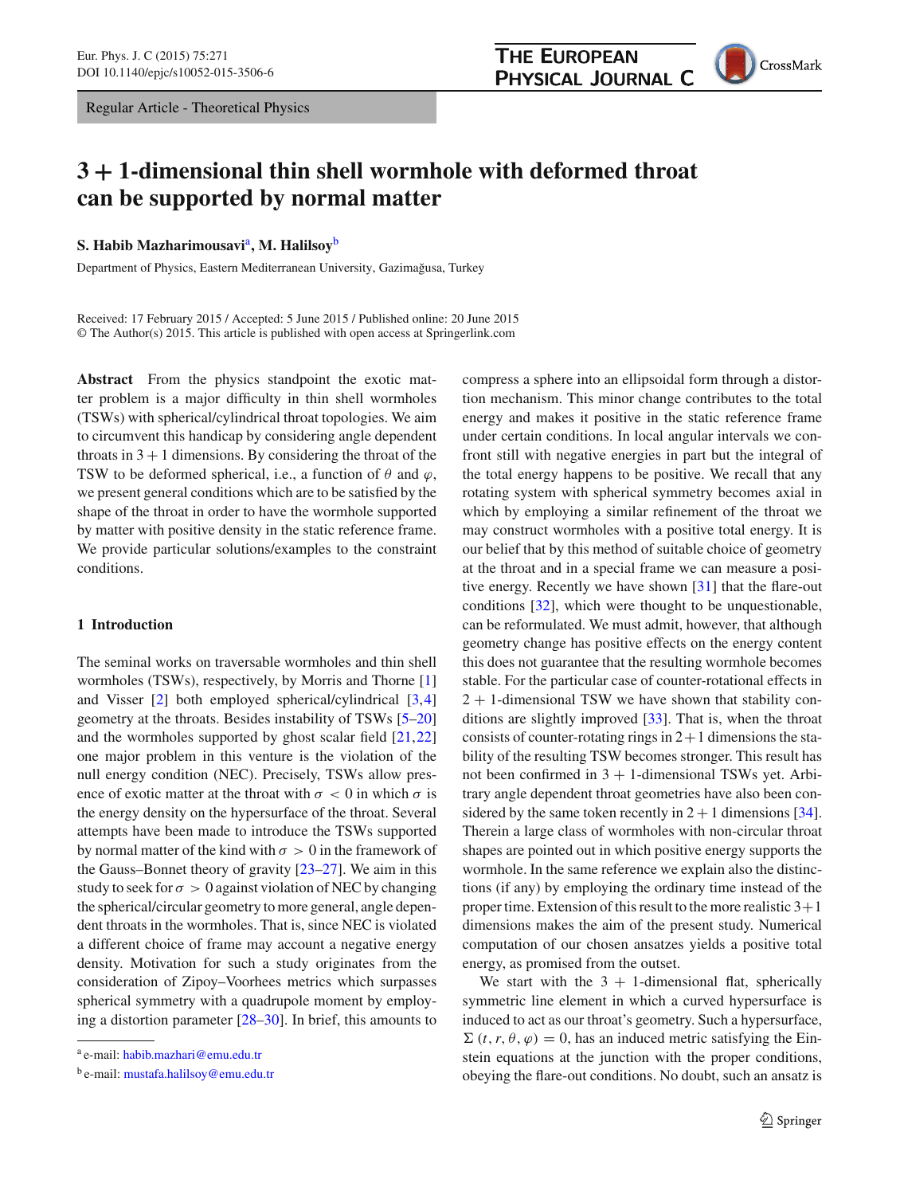Regular Article - Theoretical Physics

# 3 + 1-dimensional thin shell wormhole with deformed throat can be supported by normal matter

**S. Habib Mazharimousavi**[a], **M. Halilsoy**[b]

Department of Physics, Eastern Mediterranean University, Gazimağusa, Turkey

Received: 17 February 2015 / Accepted: 5 June 2015 / Published online: 20 June 2015
© The Author(s) 2015. This article is published with open access at Springerlink.com

**Abstract** From the physics standpoint the exotic matter problem is a major difficulty in thin shell wormholes (TSWs) with spherical/cylindrical throat topologies. We aim to circumvent this handicap by considering angle dependent throats in $3+1$ dimensions. By considering the throat of the TSW to be deformed spherical, i.e., a function of $\theta$ and $\varphi$, we present general conditions which are to be satisfied by the shape of the throat in order to have the wormhole supported by matter with positive density in the static reference frame. We provide particular solutions/examples to the constraint conditions.

## 1 Introduction

The seminal works on traversable wormholes and thin shell wormholes (TSWs), respectively, by Morris and Thorne [1] and Visser [2] both employed spherical/cylindrical [3,4] geometry at the throats. Besides instability of TSWs [5–20] and the wormholes supported by ghost scalar field [21,22] one major problem in this venture is the violation of the null energy condition (NEC). Precisely, TSWs allow presence of exotic matter at the throat with $\sigma < 0$ in which $\sigma$ is the energy density on the hypersurface of the throat. Several attempts have been made to introduce the TSWs supported by normal matter of the kind with $\sigma > 0$ in the framework of the Gauss–Bonnet theory of gravity [23–27]. We aim in this study to seek for $\sigma > 0$ against violation of NEC by changing the spherical/circular geometry to more general, angle dependent throats in the wormholes. That is, since NEC is violated a different choice of frame may account a negative energy density. Motivation for such a study originates from the consideration of Zipoy–Voorhees metrics which surpass spherical symmetry with a quadrupole moment by employing a distortion parameter [28–30]. In brief, this amounts to compress a sphere into an ellipsoidal form through a distortion mechanism. This minor change contributes to the total energy and makes it positive in the static reference frame under certain conditions. In local angular intervals we confront still with negative energies in part but the integral of the total energy happens to be positive. We recall that any rotating system with spherical symmetry becomes axial in which by employing a similar refinement of the throat we may construct wormholes with a positive total energy. It is our belief that by this method of suitable choice of geometry at the throat and in a special frame we can measure a positive energy. Recently we have shown [31] that the flare-out conditions [32], which were thought to be unquestionable, can be reformulated. We must admit, however, that although geometry change has positive effects on the energy content this does not guarantee that the resulting wormhole becomes stable. For the particular case of counter-rotational effects in $2+1$-dimensional TSW we have shown that stability conditions are slightly improved [33]. That is, when the throat consists of counter-rotating rings in $2+1$ dimensions the stability of the resulting TSW becomes stronger. This result has not been confirmed in $3+1$-dimensional TSWs yet. Arbitrary angle dependent throat geometries have also been considered by the same token recently in $2+1$ dimensions [34]. Therein a large class of wormholes with non-circular throat shapes are pointed out in which positive energy supports the wormhole. In the same reference we explain also the distinctions (if any) by employing the ordinary time instead of the proper time. Extension of this result to the more realistic $3+1$ dimensions makes the aim of the present study. Numerical computation of our chosen ansatzes yields a positive total energy, as promised from the outset.

We start with the $3+1$-dimensional flat, spherically symmetric line element in which a curved hypersurface is induced to act as our throat's geometry. Such a hypersurface, $\Sigma(t, r, \theta, \varphi) = 0$, has an induced metric satisfying the Einstein equations at the junction with the proper conditions, obeying the flare-out conditions. No doubt, such an ansatz is

[a] e-mail: habib.mazhari@emu.edu.tr

[b] e-mail: mustafa.halilsoy@emu.edu.tr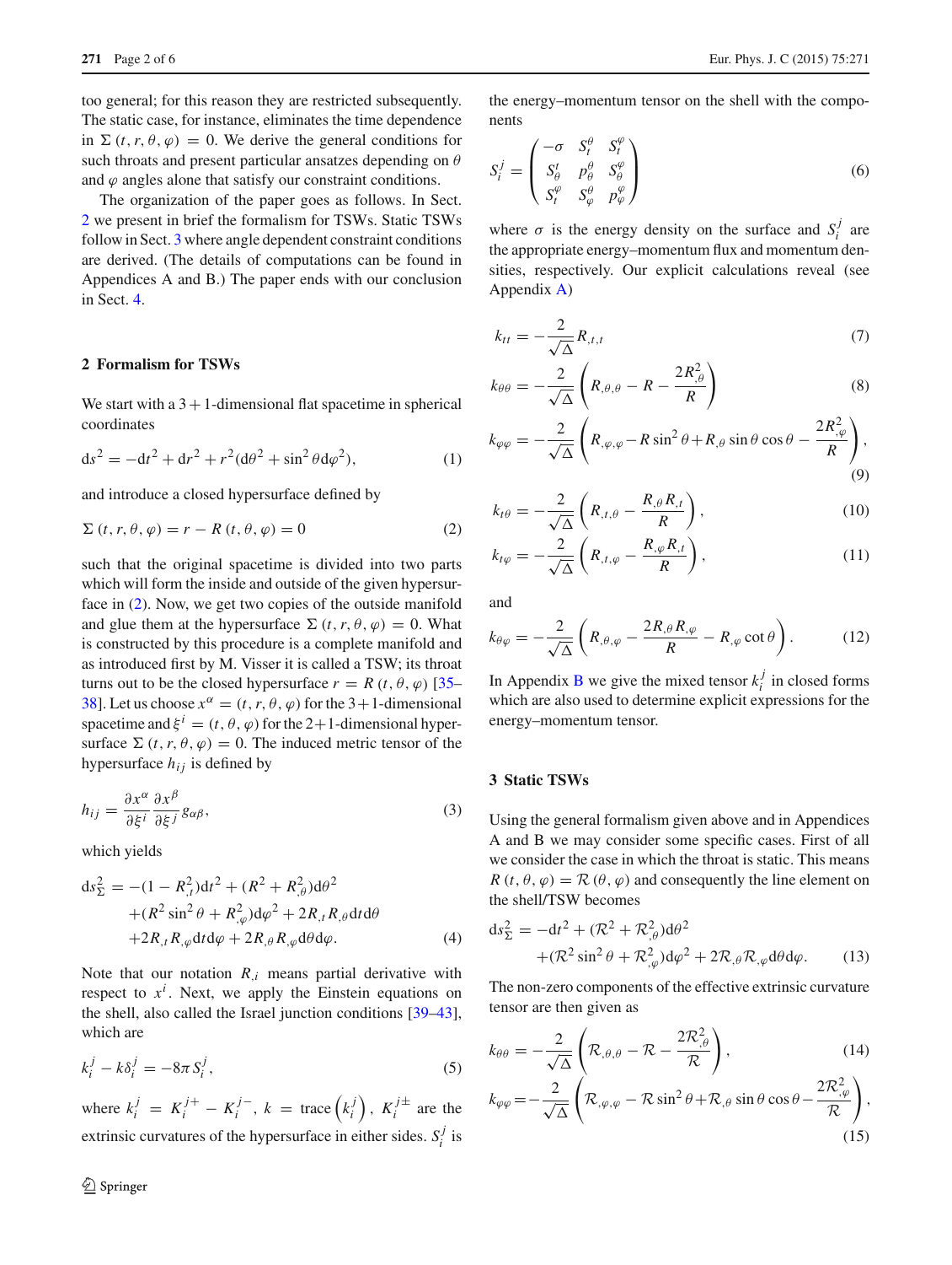too general; for this reason they are restricted subsequently. The static case, for instance, eliminates the time dependence in $\Sigma(t, r, \theta, \varphi) = 0$. We derive the general conditions for such throats and present particular ansatzes depending on $\theta$ and $\varphi$ angles alone that satisfy our constraint conditions.

The organization of the paper goes as follows. In Sect. 2 we present in brief the formalism for TSWs. Static TSWs follow in Sect. 3 where angle dependent constraint conditions are derived. (The details of computations can be found in Appendices A and B.) The paper ends with our conclusion in Sect. 4.

## 2 Formalism for TSWs

We start with a $3+1$-dimensional flat spacetime in spherical coordinates

$$\mathrm{d}s^2 = -\mathrm{d}t^2 + \mathrm{d}r^2 + r^2(\mathrm{d}\theta^2 + \sin^2\theta \mathrm{d}\varphi^2), \tag{1}$$

and introduce a closed hypersurface defined by

$$\Sigma(t, r, \theta, \varphi) = r - R(t, \theta, \varphi) = 0 \tag{2}$$

such that the original spacetime is divided into two parts which will form the inside and outside of the given hypersurface in (2). Now, we get two copies of the outside manifold and glue them at the hypersurface $\Sigma(t, r, \theta, \varphi) = 0$. What is constructed by this procedure is a complete manifold and as introduced first by M. Visser it is called a TSW; its throat turns out to be the closed hypersurface $r = R(t, \theta, \varphi)$ [35–38]. Let us choose $x^\alpha = (t, r, \theta, \varphi)$ for the $3+1$-dimensional spacetime and $\xi^i = (t, \theta, \varphi)$ for the $2+1$-dimensional hypersurface $\Sigma(t, r, \theta, \varphi) = 0$. The induced metric tensor of the hypersurface $h_{ij}$ is defined by

$$h_{ij} = \frac{\partial x^\alpha}{\partial \xi^i}\frac{\partial x^\beta}{\partial \xi^j} g_{\alpha\beta}, \tag{3}$$

which yields

$$\begin{aligned}\mathrm{d}s_\Sigma^2 = &-(1 - R_{,t}^2)\mathrm{d}t^2 + (R^2 + R_{,\theta}^2)\mathrm{d}\theta^2 \\ &+ (R^2\sin^2\theta + R_{,\varphi}^2)\mathrm{d}\varphi^2 + 2R_{,t}R_{,\theta}\mathrm{d}t\mathrm{d}\theta \\ &+ 2R_{,t}R_{,\varphi}\mathrm{d}t\mathrm{d}\varphi + 2R_{,\theta}R_{,\varphi}\mathrm{d}\theta\mathrm{d}\varphi.\end{aligned} \tag{4}$$

Note that our notation $R_{,i}$ means partial derivative with respect to $x^i$. Next, we apply the Einstein equations on the shell, also called the Israel junction conditions [39–43], which are

$$k_i^j - k\delta_i^j = -8\pi S_i^j, \tag{5}$$

where $k_i^j = K_i^{j+} - K_i^{j-}$, $k = \text{trace}\left(k_i^j\right)$, $K_i^{j\pm}$ are the extrinsic curvatures of the hypersurface in either sides. $S_i^j$ is the energy–momentum tensor on the shell with the components

$$S_i^j = \begin{pmatrix} -\sigma & S_t^\theta & S_t^\varphi \\ S_\theta^t & p_\theta^\theta & S_\theta^\varphi \\ S_t^\varphi & S_\varphi^\theta & p_\varphi^\varphi \end{pmatrix} \tag{6}$$

where $\sigma$ is the energy density on the surface and $S_i^j$ are the appropriate energy–momentum flux and momentum densities, respectively. Our explicit calculations reveal (see Appendix A)

$$k_{tt} = -\frac{2}{\sqrt{\Delta}}R_{,t,t} \tag{7}$$

$$k_{\theta\theta} = -\frac{2}{\sqrt{\Delta}}\left(R_{,\theta,\theta} - R - \frac{2R_{,\theta}^2}{R}\right) \tag{8}$$

$$k_{\varphi\varphi} = -\frac{2}{\sqrt{\Delta}}\left(R_{,\varphi,\varphi} - R\sin^2\theta + R_{,\theta}\sin\theta\cos\theta - \frac{2R_{,\varphi}^2}{R}\right), \tag{9}$$

$$k_{t\theta} = -\frac{2}{\sqrt{\Delta}}\left(R_{,t,\theta} - \frac{R_{,\theta}R_{,t}}{R}\right), \tag{10}$$

$$k_{t\varphi} = -\frac{2}{\sqrt{\Delta}}\left(R_{,t,\varphi} - \frac{R_{,\varphi}R_{,t}}{R}\right), \tag{11}$$

and

$$k_{\theta\varphi} = -\frac{2}{\sqrt{\Delta}}\left(R_{,\theta,\varphi} - \frac{2R_{,\theta}R_{,\varphi}}{R} - R_{,\varphi}\cot\theta\right). \tag{12}$$

In Appendix B we give the mixed tensor $k_i^j$ in closed forms which are also used to determine explicit expressions for the energy–momentum tensor.

## 3 Static TSWs

Using the general formalism given above and in Appendices A and B we may consider some specific cases. First of all we consider the case in which the throat is static. This means $R(t, \theta, \varphi) = \mathcal{R}(\theta, \varphi)$ and consequently the line element on the shell/TSW becomes

$$\mathrm{d}s_\Sigma^2 = -\mathrm{d}t^2 + (\mathcal{R}^2 + \mathcal{R}_{,\theta}^2)\mathrm{d}\theta^2 + (\mathcal{R}^2\sin^2\theta + \mathcal{R}_{,\varphi}^2)\mathrm{d}\varphi^2 + 2\mathcal{R}_{,\theta}\mathcal{R}_{,\varphi}\mathrm{d}\theta\mathrm{d}\varphi. \tag{13}$$

The non-zero components of the effective extrinsic curvature tensor are then given as

$$k_{\theta\theta} = -\frac{2}{\sqrt{\Delta}}\left(\mathcal{R}_{,\theta,\theta} - \mathcal{R} - \frac{2\mathcal{R}_{,\theta}^2}{\mathcal{R}}\right), \tag{14}$$

$$k_{\varphi\varphi} = -\frac{2}{\sqrt{\Delta}}\left(\mathcal{R}_{,\varphi,\varphi} - \mathcal{R}\sin^2\theta + \mathcal{R}_{,\theta}\sin\theta\cos\theta - \frac{2\mathcal{R}_{,\varphi}^2}{\mathcal{R}}\right), \tag{15}$$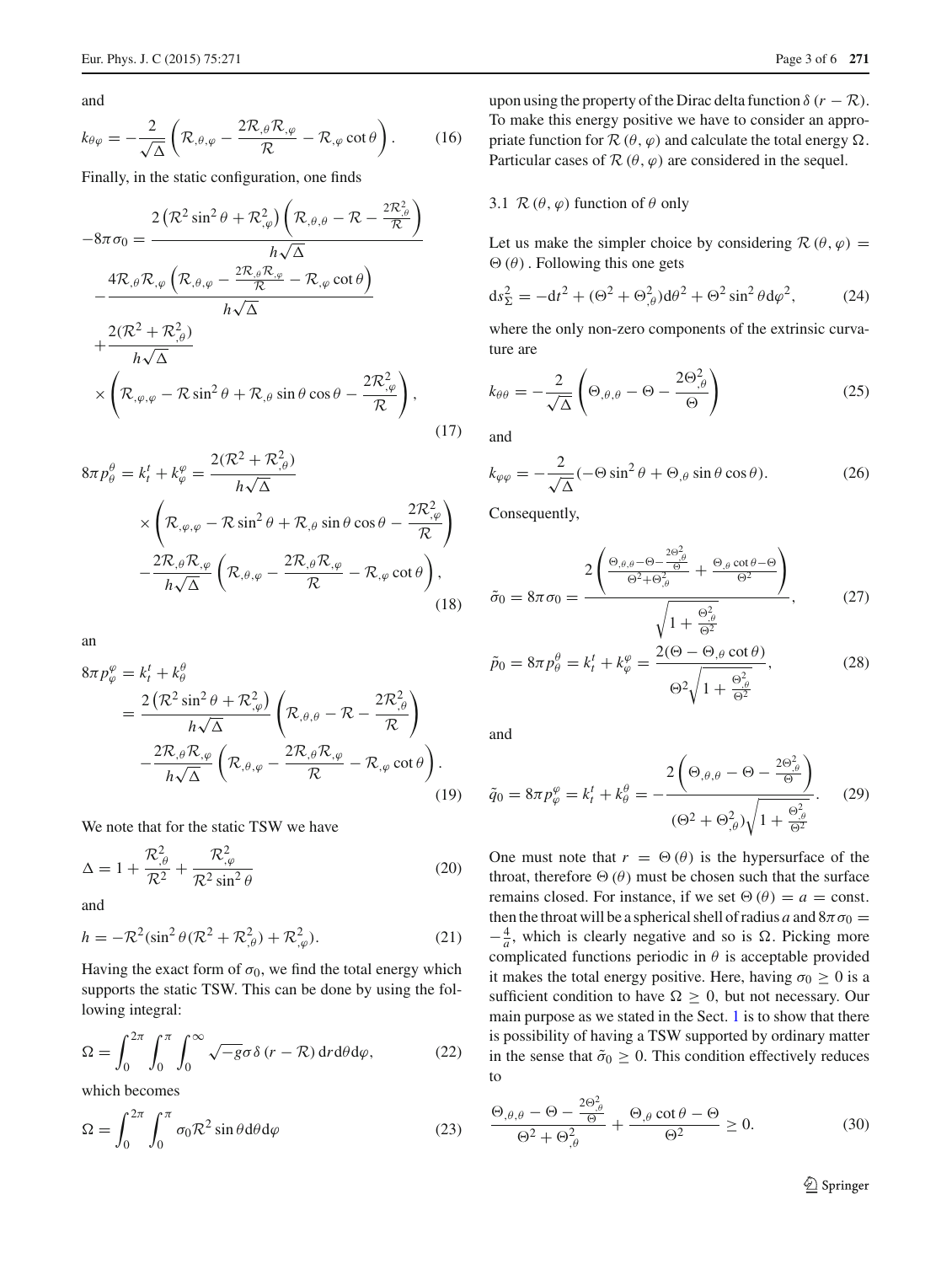and

$$
k_{\theta\varphi} = -\frac{2}{\sqrt{\Delta}} \left( \mathcal{R}_{,\theta,\varphi} - \frac{2\mathcal{R}_{,\theta}\mathcal{R}_{,\varphi}}{\mathcal{R}} - \mathcal{R}_{,\varphi} \cot\theta \right). \tag{16}
$$

Finally, in the static configuration, one finds

$$
\begin{aligned}
-8\pi\sigma_0 &= \frac{2\left(\mathcal{R}^2 \sin^2\theta + \mathcal{R}_{,\varphi}^2\right)\left(\mathcal{R}_{,\theta,\theta} - \mathcal{R} - \frac{2\mathcal{R}_{,\theta}^2}{\mathcal{R}}\right)}{h\sqrt{\Delta}} \\
&\quad - \frac{4\mathcal{R}_{,\theta}\mathcal{R}_{,\varphi}\left(\mathcal{R}_{,\theta,\varphi} - \frac{2\mathcal{R}_{,\theta}\mathcal{R}_{,\varphi}}{\mathcal{R}} - \mathcal{R}_{,\varphi}\cot\theta\right)}{h\sqrt{\Delta}} \\
&\quad + \frac{2(\mathcal{R}^2 + \mathcal{R}_{,\theta}^2)}{h\sqrt{\Delta}} \\
&\quad \times \left(\mathcal{R}_{,\varphi,\varphi} - \mathcal{R}\sin^2\theta + \mathcal{R}_{,\theta}\sin\theta\cos\theta - \frac{2\mathcal{R}_{,\varphi}^2}{\mathcal{R}}\right),
\end{aligned} \tag{17}
$$

$$
\begin{aligned}
8\pi p_\theta^\theta = k_t^t + k_\varphi^\varphi &= \frac{2(\mathcal{R}^2 + \mathcal{R}_{,\theta}^2)}{h\sqrt{\Delta}} \\
&\quad \times \left(\mathcal{R}_{,\varphi,\varphi} - \mathcal{R}\sin^2\theta + \mathcal{R}_{,\theta}\sin\theta\cos\theta - \frac{2\mathcal{R}_{,\varphi}^2}{\mathcal{R}}\right) \\
&\quad - \frac{2\mathcal{R}_{,\theta}\mathcal{R}_{,\varphi}}{h\sqrt{\Delta}}\left(\mathcal{R}_{,\theta,\varphi} - \frac{2\mathcal{R}_{,\theta}\mathcal{R}_{,\varphi}}{\mathcal{R}} - \mathcal{R}_{,\varphi}\cot\theta\right),
\end{aligned} \tag{18}
$$

an

$$
\begin{aligned}
8\pi p_\varphi^\varphi &= k_t^t + k_\theta^\theta \\
&= \frac{2\left(\mathcal{R}^2\sin^2\theta + \mathcal{R}_{,\varphi}^2\right)}{h\sqrt{\Delta}}\left(\mathcal{R}_{,\theta,\theta} - \mathcal{R} - \frac{2\mathcal{R}_{,\theta}^2}{\mathcal{R}}\right) \\
&\quad - \frac{2\mathcal{R}_{,\theta}\mathcal{R}_{,\varphi}}{h\sqrt{\Delta}}\left(\mathcal{R}_{,\theta,\varphi} - \frac{2\mathcal{R}_{,\theta}\mathcal{R}_{,\varphi}}{\mathcal{R}} - \mathcal{R}_{,\varphi}\cot\theta\right).
\end{aligned} \tag{19}
$$

We note that for the static TSW we have

$$
\Delta = 1 + \frac{\mathcal{R}_{,\theta}^2}{\mathcal{R}^2} + \frac{\mathcal{R}_{,\varphi}^2}{\mathcal{R}^2\sin^2\theta} \tag{20}
$$

and

$$
h = -\mathcal{R}^2(\sin^2\theta(\mathcal{R}^2 + \mathcal{R}_{,\theta}^2) + \mathcal{R}_{,\varphi}^2). \tag{21}
$$

Having the exact form of $\sigma_0$, we find the total energy which supports the static TSW. This can be done by using the following integral:

$$
\Omega = \int_0^{2\pi}\int_0^{\pi}\int_0^{\infty}\sqrt{-g}\sigma\delta(r - \mathcal{R})\,\mathrm{d}r\mathrm{d}\theta\mathrm{d}\varphi, \tag{22}
$$

which becomes

$$
\Omega = \int_0^{2\pi}\int_0^{\pi}\sigma_0\mathcal{R}^2\sin\theta\mathrm{d}\theta\mathrm{d}\varphi \tag{23}
$$

upon using the property of the Dirac delta function $\delta(r - \mathcal{R})$. To make this energy positive we have to consider an appropriate function for $\mathcal{R}(\theta, \varphi)$ and calculate the total energy $\Omega$. Particular cases of $\mathcal{R}(\theta, \varphi)$ are considered in the sequel.

### 3.1 $\mathcal{R}(\theta, \varphi)$ function of $\theta$ only

Let us make the simpler choice by considering $\mathcal{R}(\theta, \varphi) = \Theta(\theta)$. Following this one gets

$$
\mathrm{d}s_\Sigma^2 = -\mathrm{d}t^2 + (\Theta^2 + \Theta_{,\theta}^2)\mathrm{d}\theta^2 + \Theta^2\sin^2\theta\mathrm{d}\varphi^2, \tag{24}
$$

where the only non-zero components of the extrinsic curvature are

$$
k_{\theta\theta} = -\frac{2}{\sqrt{\Delta}}\left(\Theta_{,\theta,\theta} - \Theta - \frac{2\Theta_{,\theta}^2}{\Theta}\right) \tag{25}
$$

and

$$
k_{\varphi\varphi} = -\frac{2}{\sqrt{\Delta}}(-\Theta\sin^2\theta + \Theta_{,\theta}\sin\theta\cos\theta). \tag{26}
$$

Consequently,

$$
\tilde{\sigma}_0 = 8\pi\sigma_0 = \frac{2\left(\frac{\Theta_{,\theta,\theta} - \Theta - \frac{2\Theta_{,\theta}^2}{\Theta}}{\Theta^2 + \Theta_{,\theta}^2} + \frac{\Theta_{,\theta}\cot\theta - \Theta}{\Theta^2}\right)}{\sqrt{1 + \frac{\Theta_{,\theta}^2}{\Theta^2}}}, \tag{27}
$$

$$
\tilde{p}_0 = 8\pi p_\theta^\theta = k_t^t + k_\varphi^\varphi = \frac{2(\Theta - \Theta_{,\theta}\cot\theta)}{\Theta^2\sqrt{1 + \frac{\Theta_{,\theta}^2}{\Theta^2}}}, \tag{28}
$$

and

$$
\tilde{q}_0 = 8\pi p_\varphi^\varphi = k_t^t + k_\theta^\theta = -\frac{2\left(\Theta_{,\theta,\theta} - \Theta - \frac{2\Theta_{,\theta}^2}{\Theta}\right)}{(\Theta^2 + \Theta_{,\theta}^2)\sqrt{1 + \frac{\Theta_{,\theta}^2}{\Theta^2}}}. \tag{29}
$$

One must note that $r = \Theta(\theta)$ is the hypersurface of the throat, therefore $\Theta(\theta)$ must be chosen such that the surface remains closed. For instance, if we set $\Theta(\theta) = a = \text{const.}$ then the throat will be a spherical shell of radius $a$ and $8\pi\sigma_0 = -\frac{4}{a}$, which is clearly negative and so is $\Omega$. Picking more complicated functions periodic in $\theta$ is acceptable provided it makes the total energy positive. Here, having $\sigma_0 \geq 0$ is a sufficient condition to have $\Omega \geq 0$, but not necessary. Our main purpose as we stated in the Sect. 1 is to show that there is possibility of having a TSW supported by ordinary matter in the sense that $\tilde{\sigma}_0 \geq 0$. This condition effectively reduces to

$$
\frac{\Theta_{,\theta,\theta} - \Theta - \frac{2\Theta_{,\theta}^2}{\Theta}}{\Theta^2 + \Theta_{,\theta}^2} + \frac{\Theta_{,\theta}\cot\theta - \Theta}{\Theta^2} \geq 0. \tag{30}
$$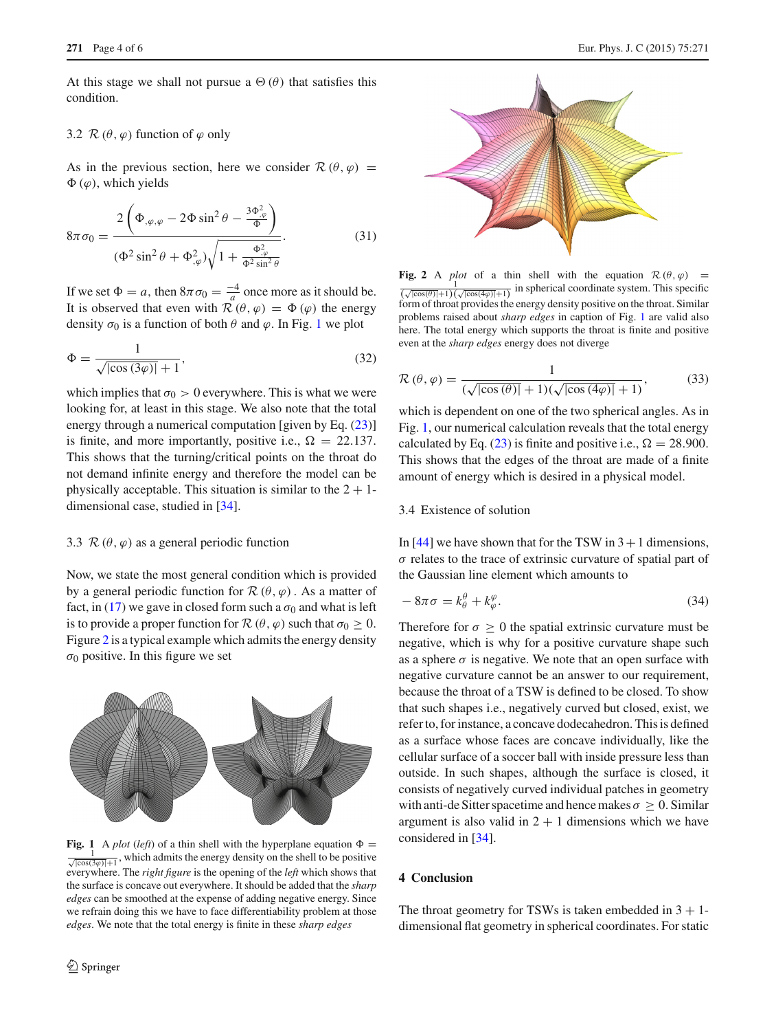At this stage we shall not pursue a $\Theta(\theta)$ that satisfies this condition.

### 3.2 $\mathcal{R}(\theta,\varphi)$ function of $\varphi$ only

As in the previous section, here we consider $\mathcal{R}(\theta,\varphi) = \Phi(\varphi)$, which yields

$$8\pi\sigma_0 = \frac{2\left(\Phi_{,\varphi,\varphi} - 2\Phi\sin^2\theta - \frac{3\Phi_{,\varphi}^2}{\Phi}\right)}{\left(\Phi^2\sin^2\theta + \Phi_{,\varphi}^2\right)\sqrt{1+\frac{\Phi_{,\varphi}^2}{\Phi^2\sin^2\theta}}}. \tag{31}$$

If we set $\Phi = a$, then $8\pi\sigma_0 = \frac{-4}{a}$ once more as it should be. It is observed that even with $\mathcal{R}(\theta,\varphi) = \Phi(\varphi)$ the energy density $\sigma_0$ is a function of both $\theta$ and $\varphi$. In Fig. 1 we plot

$$\Phi = \frac{1}{\sqrt{|\cos(3\varphi)|}+1}, \tag{32}$$

which implies that $\sigma_0 > 0$ everywhere. This is what we were looking for, at least in this stage. We also note that the total energy through a numerical computation [given by Eq. (23)] is finite, and more importantly, positive i.e., $\Omega = 22.137$. This shows that the turning/critical points on the throat do not demand infinite energy and therefore the model can be physically acceptable. This situation is similar to the $2+1$-dimensional case, studied in [34].

### 3.3 $\mathcal{R}(\theta,\varphi)$ as a general periodic function

Now, we state the most general condition which is provided by a general periodic function for $\mathcal{R}(\theta,\varphi)$. As a matter of fact, in (17) we gave in closed form such a $\sigma_0$ and what is left is to provide a proper function for $\mathcal{R}(\theta,\varphi)$ such that $\sigma_0 \geq 0$. Figure 2 is a typical example which admits the energy density $\sigma_0$ positive. In this figure we set

**Fig. 1** A *plot* (*left*) of a thin shell with the hyperplane equation $\Phi = \frac{1}{\sqrt{|\cos(3\varphi)|}+1}$, which admits the energy density on the shell to be positive everywhere. The *right figure* is the opening of the *left* which shows that the surface is concave out everywhere. It should be added that the *sharp edges* can be smoothed at the expense of adding negative energy. Since we refrain doing this we have to face differentiability problem at those *edges*. We note that the total energy is finite in these *sharp edges*

**Fig. 2** A *plot* of a thin shell with the equation $\mathcal{R}(\theta,\varphi) = \frac{1}{(\sqrt{|\cos(\theta)|}+1)(\sqrt{|\cos(4\varphi)|}+1)}$ in spherical coordinate system. This specific form of throat provides the energy density positive on the throat. Similar problems raised about *sharp edges* in caption of Fig. 1 are valid also here. The total energy which supports the throat is finite and positive even at the *sharp edges* energy does not diverge

$$\mathcal{R}(\theta,\varphi) = \frac{1}{\left(\sqrt{|\cos(\theta)|}+1\right)\left(\sqrt{|\cos(4\varphi)|}+1\right)}, \tag{33}$$

which is dependent on one of the two spherical angles. As in Fig. 1, our numerical calculation reveals that the total energy calculated by Eq. (23) is finite and positive i.e., $\Omega = 28.900$. This shows that the edges of the throat are made of a finite amount of energy which is desired in a physical model.

### 3.4 Existence of solution

In [44] we have shown that for the TSW in $3+1$ dimensions, $\sigma$ relates to the trace of extrinsic curvature of spatial part of the Gaussian line element which amounts to

$$-8\pi\sigma = k_\theta^\theta + k_\varphi^\varphi. \tag{34}$$

Therefore for $\sigma \geq 0$ the spatial extrinsic curvature must be negative, which is why for a positive curvature shape such as a sphere $\sigma$ is negative. We note that an open surface with negative curvature cannot be an answer to our requirement, because the throat of a TSW is defined to be closed. To show that such shapes i.e., negatively curved but closed, exist, we refer to, for instance, a concave dodecahedron. This is defined as a surface whose faces are concave individually, like the cellular surface of a soccer ball with inside pressure less than outside. In such shapes, although the surface is closed, it consists of negatively curved individual patches in geometry with anti-de Sitter spacetime and hence makes $\sigma \geq 0$. Similar argument is also valid in $2+1$ dimensions which we have considered in [34].

## 4 Conclusion

The throat geometry for TSWs is taken embedded in $3+1$-dimensional flat geometry in spherical coordinates. For static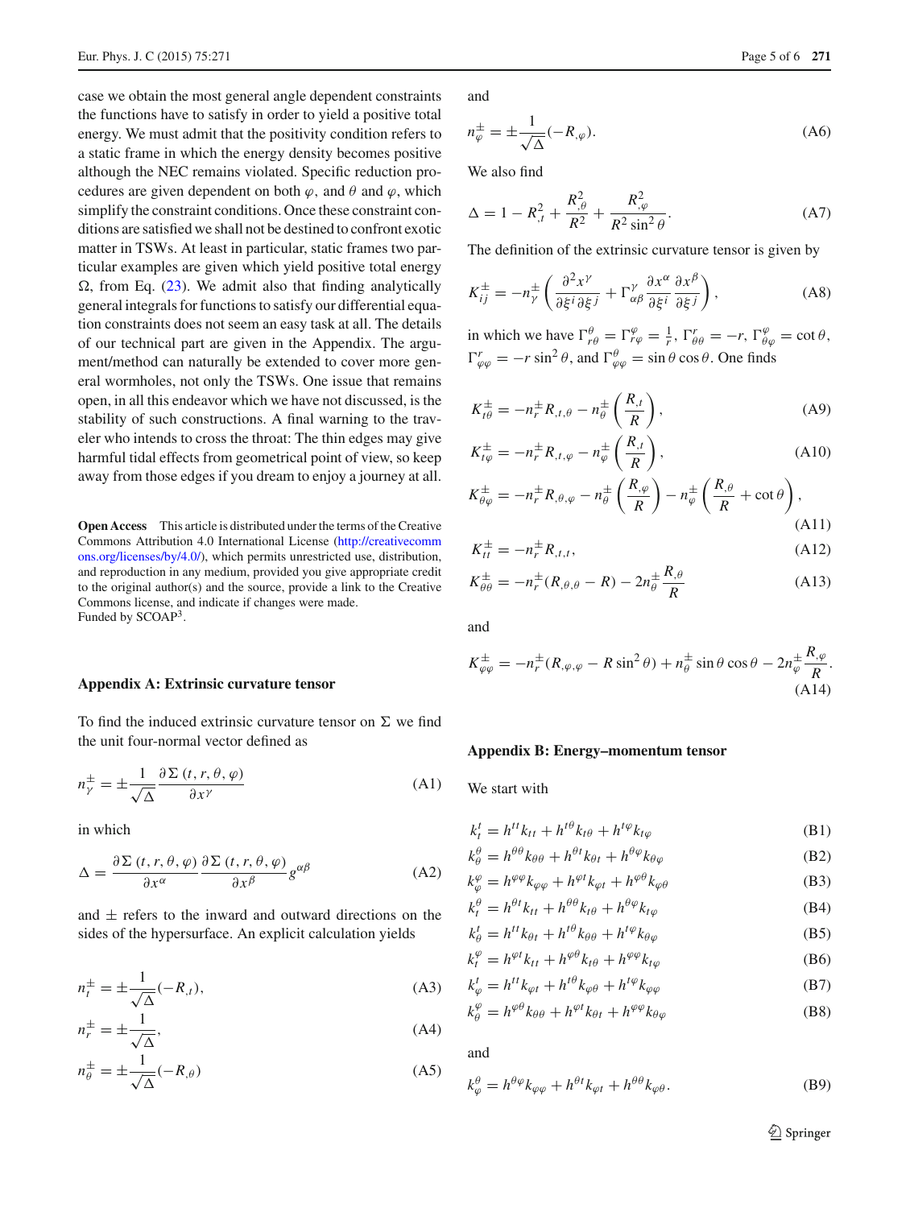case we obtain the most general angle dependent constraints the functions have to satisfy in order to yield a positive total energy. We must admit that the positivity condition refers to a static frame in which the energy density becomes positive although the NEC remains violated. Specific reduction procedures are given dependent on both $\varphi$, and $\theta$ and $\varphi$, which simplify the constraint conditions. Once these constraint conditions are satisfied we shall not be destined to confront exotic matter in TSWs. At least in particular, static frames two particular examples are given which yield positive total energy $\Omega$, from Eq. (23). We admit also that finding analytically general integrals for functions to satisfy our differential equation constraints does not seem an easy task at all. The details of our technical part are given in the Appendix. The argument/method can naturally be extended to cover more general wormholes, not only the TSWs. One issue that remains open, in all this endeavor which we have not discussed, is the stability of such constructions. A final warning to the traveler who intends to cross the throat: The thin edges may give harmful tidal effects from geometrical point of view, so keep away from those edges if you dream to enjoy a journey at all.

**Open Access** This article is distributed under the terms of the Creative Commons Attribution 4.0 International License (http://creativecommons.org/licenses/by/4.0/), which permits unrestricted use, distribution, and reproduction in any medium, provided you give appropriate credit to the original author(s) and the source, provide a link to the Creative Commons license, and indicate if changes were made.
Funded by SCOAP[3].

## Appendix A: Extrinsic curvature tensor

To find the induced extrinsic curvature tensor on $\Sigma$ we find the unit four-normal vector defined as

$$n_\gamma^{\pm} = \pm \frac{1}{\sqrt{\Delta}} \frac{\partial \Sigma\,(t, r, \theta, \varphi)}{\partial x^\gamma} \tag{A1}$$

in which

$$\Delta = \frac{\partial \Sigma\,(t, r, \theta, \varphi)}{\partial x^\alpha} \frac{\partial \Sigma\,(t, r, \theta, \varphi)}{\partial x^\beta} g^{\alpha\beta} \tag{A2}$$

and $\pm$ refers to the inward and outward directions on the sides of the hypersurface. An explicit calculation yields

$$n_t^{\pm} = \pm \frac{1}{\sqrt{\Delta}}(-R_{,t}), \tag{A3}$$

$$n_r^{\pm} = \pm \frac{1}{\sqrt{\Delta}}, \tag{A4}$$

$$n_\theta^{\pm} = \pm \frac{1}{\sqrt{\Delta}}(-R_{,\theta}) \tag{A5}$$

and

$$n_\varphi^{\pm} = \pm \frac{1}{\sqrt{\Delta}}(-R_{,\varphi}). \tag{A6}$$

We also find

$$\Delta = 1 - R_{,t}^2 + \frac{R_{,\theta}^2}{R^2} + \frac{R_{,\varphi}^2}{R^2 \sin^2\theta}. \tag{A7}$$

The definition of the extrinsic curvature tensor is given by

$$K_{ij}^{\pm} = -n_\gamma^{\pm}\left(\frac{\partial^2 x^\gamma}{\partial \xi^i \partial \xi^j} + \Gamma_{\alpha\beta}^\gamma \frac{\partial x^\alpha}{\partial \xi^i}\frac{\partial x^\beta}{\partial \xi^j}\right), \tag{A8}$$

in which we have $\Gamma_{r\theta}^\theta = \Gamma_{r\varphi}^\varphi = \frac{1}{r}$, $\Gamma_{\theta\theta}^r = -r$, $\Gamma_{\theta\varphi}^\varphi = \cot\theta$, $\Gamma_{\varphi\varphi}^r = -r\sin^2\theta$, and $\Gamma_{\varphi\varphi}^\theta = \sin\theta\cos\theta$. One finds

$$K_{t\theta}^{\pm} = -n_r^{\pm} R_{,t,\theta} - n_\theta^{\pm}\left(\frac{R_{,t}}{R}\right), \tag{A9}$$

$$K_{t\varphi}^{\pm} = -n_r^{\pm} R_{,t,\varphi} - n_\varphi^{\pm}\left(\frac{R_{,t}}{R}\right), \tag{A10}$$

$$K_{\theta\varphi}^{\pm} = -n_r^{\pm} R_{,\theta,\varphi} - n_\theta^{\pm}\left(\frac{R_{,\varphi}}{R}\right) - n_\varphi^{\pm}\left(\frac{R_{,\theta}}{R} + \cot\theta\right), \tag{A11}$$

$$K_{tt}^{\pm} = -n_r^{\pm} R_{,t,t}, \tag{A12}$$

$$K_{\theta\theta}^{\pm} = -n_r^{\pm}(R_{,\theta,\theta} - R) - 2n_\theta^{\pm}\frac{R_{,\theta}}{R} \tag{A13}$$

and

$$K_{\varphi\varphi}^{\pm} = -n_r^{\pm}(R_{,\varphi,\varphi} - R\sin^2\theta) + n_\theta^{\pm}\sin\theta\cos\theta - 2n_\varphi^{\pm}\frac{R_{,\varphi}}{R}. \tag{A14}$$

## Appendix B: Energy–momentum tensor

We start with

$$k_t^t = h^{tt}k_{tt} + h^{t\theta}k_{t\theta} + h^{t\varphi}k_{t\varphi} \tag{B1}$$

$$k_\theta^\theta = h^{\theta\theta}k_{\theta\theta} + h^{\theta t}k_{\theta t} + h^{\theta\varphi}k_{\theta\varphi} \tag{B2}$$

$$k_\varphi^\varphi = h^{\varphi\varphi}k_{\varphi\varphi} + h^{\varphi t}k_{\varphi t} + h^{\varphi\theta}k_{\varphi\theta} \tag{B3}$$

$$k_t^\theta = h^{\theta t}k_{tt} + h^{\theta\theta}k_{t\theta} + h^{\theta\varphi}k_{t\varphi} \tag{B4}$$

$$k_\theta^t = h^{tt}k_{\theta t} + h^{t\theta}k_{\theta\theta} + h^{t\varphi}k_{\theta\varphi} \tag{B5}$$

$$k_t^\varphi = h^{\varphi t}k_{tt} + h^{\varphi\theta}k_{t\theta} + h^{\varphi\varphi}k_{t\varphi} \tag{B6}$$

$$k_\varphi^t = h^{tt}k_{\varphi t} + h^{t\theta}k_{\varphi\theta} + h^{t\varphi}k_{\varphi\varphi} \tag{B7}$$

$$k_\theta^\varphi = h^{\varphi\theta}k_{\theta\theta} + h^{\varphi t}k_{\theta t} + h^{\varphi\varphi}k_{\theta\varphi} \tag{B8}$$

and

$$k_\varphi^\theta = h^{\theta\varphi}k_{\varphi\varphi} + h^{\theta t}k_{\varphi t} + h^{\theta\theta}k_{\varphi\theta}. \tag{B9}$$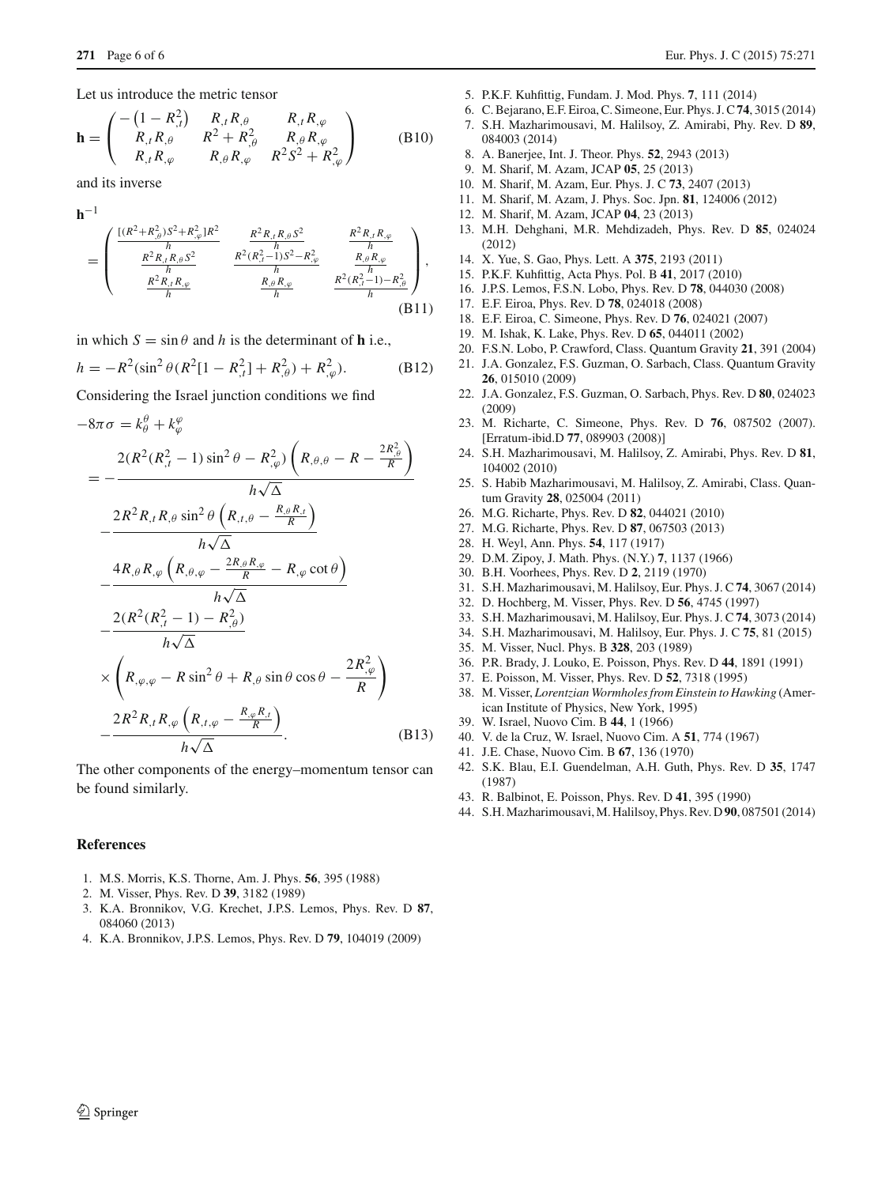Let us introduce the metric tensor

$$\mathbf{h}=\begin{pmatrix} -\left(1-R_{,t}^{2}\right) & R_{,t}R_{,\theta} & R_{,t}R_{,\varphi} \\ R_{,t}R_{,\theta} & R^{2}+R_{,\theta}^{2} & R_{,\theta}R_{,\varphi} \\ R_{,t}R_{,\varphi} & R_{,\theta}R_{,\varphi} & R^{2}S^{2}+R_{,\varphi}^{2} \end{pmatrix} \tag{B10}$$

and its inverse

$$\mathbf{h}^{-1} = \begin{pmatrix} \frac{[(R^{2}+R_{,\theta}^{2})S^{2}+R_{,\varphi}^{2}]R^{2}}{h} & \frac{R^{2}R_{,t}R_{,\theta}S^{2}}{h} & \frac{R^{2}R_{,t}R_{,\varphi}}{h} \\ \frac{R^{2}R_{,t}R_{,\theta}S^{2}}{h} & \frac{R^{2}(R_{,t}^{2}-1)S^{2}-R_{,\varphi}^{2}}{h} & \frac{R_{,\theta}R_{,\varphi}}{h} \\ \frac{R^{2}R_{,t}R_{,\varphi}}{h} & \frac{R_{,\theta}R_{,\varphi}}{h} & \frac{R^{2}(R_{,t}^{2}-1)-R_{,\theta}^{2}}{h} \end{pmatrix}, \tag{B11}$$

in which $S=\sin\theta$ and $h$ is the determinant of $\mathbf{h}$ i.e.,

$$h=-R^{2}(\sin^{2}\theta(R^{2}[1-R_{,t}^{2}]+R_{,\theta}^{2})+R_{,\varphi}^{2}). \tag{B12}$$

Considering the Israel junction conditions we find

$$\begin{aligned}
-8\pi\sigma &= k_{\theta}^{\theta}+k_{\varphi}^{\varphi} \\
&= -\frac{2(R^{2}(R_{,t}^{2}-1)\sin^{2}\theta-R_{,\varphi}^{2})\left(R_{,\theta,\theta}-R-\frac{2R_{,\theta}^{2}}{R}\right)}{h\sqrt{\Delta}} \\
&\quad -\frac{2R^{2}R_{,t}R_{,\theta}\sin^{2}\theta\left(R_{,t,\theta}-\frac{R_{,\theta}R_{,t}}{R}\right)}{h\sqrt{\Delta}} \\
&\quad -\frac{4R_{,\theta}R_{,\varphi}\left(R_{,\theta,\varphi}-\frac{2R_{,\theta}R_{,\varphi}}{R}-R_{,\varphi}\cot\theta\right)}{h\sqrt{\Delta}} \\
&\quad -\frac{2(R^{2}(R_{,t}^{2}-1)-R_{,\theta}^{2})}{h\sqrt{\Delta}} \\
&\quad \times\left(R_{,\varphi,\varphi}-R\sin^{2}\theta+R_{,\theta}\sin\theta\cos\theta-\frac{2R_{,\varphi}^{2}}{R}\right) \\
&\quad -\frac{2R^{2}R_{,t}R_{,\varphi}\left(R_{,t,\varphi}-\frac{R_{,\varphi}R_{,t}}{R}\right)}{h\sqrt{\Delta}}.
\end{aligned} \tag{B13}$$

The other components of the energy–momentum tensor can be found similarly.

## References

1. M.S. Morris, K.S. Thorne, Am. J. Phys. **56**, 395 (1988)
2. M. Visser, Phys. Rev. D **39**, 3182 (1989)
3. K.A. Bronnikov, V.G. Krechet, J.P.S. Lemos, Phys. Rev. D **87**, 084060 (2013)
4. K.A. Bronnikov, J.P.S. Lemos, Phys. Rev. D **79**, 104019 (2009)
5. P.K.F. Kuhfittig, Fundam. J. Mod. Phys. **7**, 111 (2014)
6. C. Bejarano, E.F. Eiroa, C. Simeone, Eur. Phys. J. C **74**, 3015 (2014)
7. S.H. Mazharimousavi, M. Halilsoy, Z. Amirabi, Phy. Rev. D **89**, 084003 (2014)
8. A. Banerjee, Int. J. Theor. Phys. **52**, 2943 (2013)
9. M. Sharif, M. Azam, JCAP **05**, 25 (2013)
10. M. Sharif, M. Azam, Eur. Phys. J. C **73**, 2407 (2013)
11. M. Sharif, M. Azam, J. Phys. Soc. Jpn. **81**, 124006 (2012)
12. M. Sharif, M. Azam, JCAP **04**, 23 (2013)
13. M.H. Dehghani, M.R. Mehdizadeh, Phys. Rev. D **85**, 024024 (2012)
14. X. Yue, S. Gao, Phys. Lett. A **375**, 2193 (2011)
15. P.K.F. Kuhfittig, Acta Phys. Pol. B **41**, 2017 (2010)
16. J.P.S. Lemos, F.S.N. Lobo, Phys. Rev. D **78**, 044030 (2008)
17. E.F. Eiroa, Phys. Rev. D **78**, 024018 (2008)
18. E.F. Eiroa, C. Simeone, Phys. Rev. D **76**, 024021 (2007)
19. M. Ishak, K. Lake, Phys. Rev. D **65**, 044011 (2002)
20. F.S.N. Lobo, P. Crawford, Class. Quantum Gravity **21**, 391 (2004)
21. J.A. Gonzalez, F.S. Guzman, O. Sarbach, Class. Quantum Gravity **26**, 015010 (2009)
22. J.A. Gonzalez, F.S. Guzman, O. Sarbach, Phys. Rev. D **80**, 024023 (2009)
23. M. Richarte, C. Simeone, Phys. Rev. D **76**, 087502 (2007). [Erratum-ibid.D **77**, 089903 (2008)]
24. S.H. Mazharimousavi, M. Halilsoy, Z. Amirabi, Phys. Rev. D **81**, 104002 (2010)
25. S. Habib Mazharimousavi, M. Halilsoy, Z. Amirabi, Class. Quantum Gravity **28**, 025004 (2011)
26. M.G. Richarte, Phys. Rev. D **82**, 044021 (2010)
27. M.G. Richarte, Phys. Rev. D **87**, 067503 (2013)
28. H. Weyl, Ann. Phys. **54**, 117 (1917)
29. D.M. Zipoy, J. Math. Phys. (N.Y.) **7**, 1137 (1966)
30. B.H. Voorhees, Phys. Rev. D **2**, 2119 (1970)
31. S.H. Mazharimousavi, M. Halilsoy, Eur. Phys. J. C **74**, 3067 (2014)
32. D. Hochberg, M. Visser, Phys. Rev. D **56**, 4745 (1997)
33. S.H. Mazharimousavi, M. Halilsoy, Eur. Phys. J. C **74**, 3073 (2014)
34. S.H. Mazharimousavi, M. Halilsoy, Eur. Phys. J. C **75**, 81 (2015)
35. M. Visser, Nucl. Phys. B **328**, 203 (1989)
36. P.R. Brady, J. Louko, E. Poisson, Phys. Rev. D **44**, 1891 (1991)
37. E. Poisson, M. Visser, Phys. Rev. D **52**, 7318 (1995)
38. M. Visser, *Lorentzian Wormholes from Einstein to Hawking* (American Institute of Physics, New York, 1995)
39. W. Israel, Nuovo Cim. B **44**, 1 (1966)
40. V. de la Cruz, W. Israel, Nuovo Cim. A **51**, 774 (1967)
41. J.E. Chase, Nuovo Cim. B **67**, 136 (1970)
42. S.K. Blau, E.I. Guendelman, A.H. Guth, Phys. Rev. D **35**, 1747 (1987)
43. R. Balbinot, E. Poisson, Phys. Rev. D **41**, 395 (1990)
44. S.H. Mazharimousavi, M. Halilsoy, Phys. Rev. D **90**, 087501 (2014)